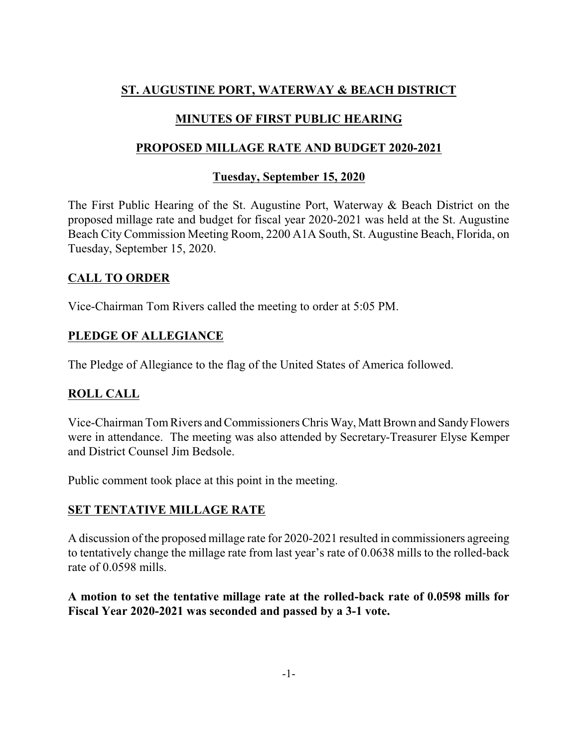# ST. AUGUSTINE PORT, WATERWAY & BEACH DISTRICT

## MINUTES OF FIRST PUBLIC HEARING

## PROPOSED MILLAGE RATE AND BUDGET 2020-2021

### Tuesday, September 15, 2020

The First Public Hearing of the St. Augustine Port, Waterway & Beach District on the proposed millage rate and budget for fiscal year 2020-2021 was held at the St. Augustine Beach City Commission Meeting Room, 2200 A1A South, St. Augustine Beach, Florida, on Tuesday, September 15, 2020.

## CALL TO ORDER

Vice-Chairman Tom Rivers called the meeting to order at 5:05 PM.

## PLEDGE OF ALLEGIANCE

The Pledge of Allegiance to the flag of the United States of America followed.

## ROLL CALL

Vice-Chairman Tom Rivers and Commissioners Chris Way, Matt Brown and Sandy Flowers were in attendance. The meeting was also attended by Secretary-Treasurer Elyse Kemper and District Counsel Jim Bedsole.

Public comment took place at this point in the meeting.

## SET TENTATIVE MILLAGE RATE

A discussion of the proposed millage rate for 2020-2021 resulted in commissioners agreeing to tentatively change the millage rate from last year's rate of 0.0638 mills to the rolled-back rate of 0.0598 mills.

**A motion to set the tentative millage rate at the rolled-back rate of 0.0598 mills for Fiscal Year 2020-2021 was seconded and passed by a 3-1 vote.**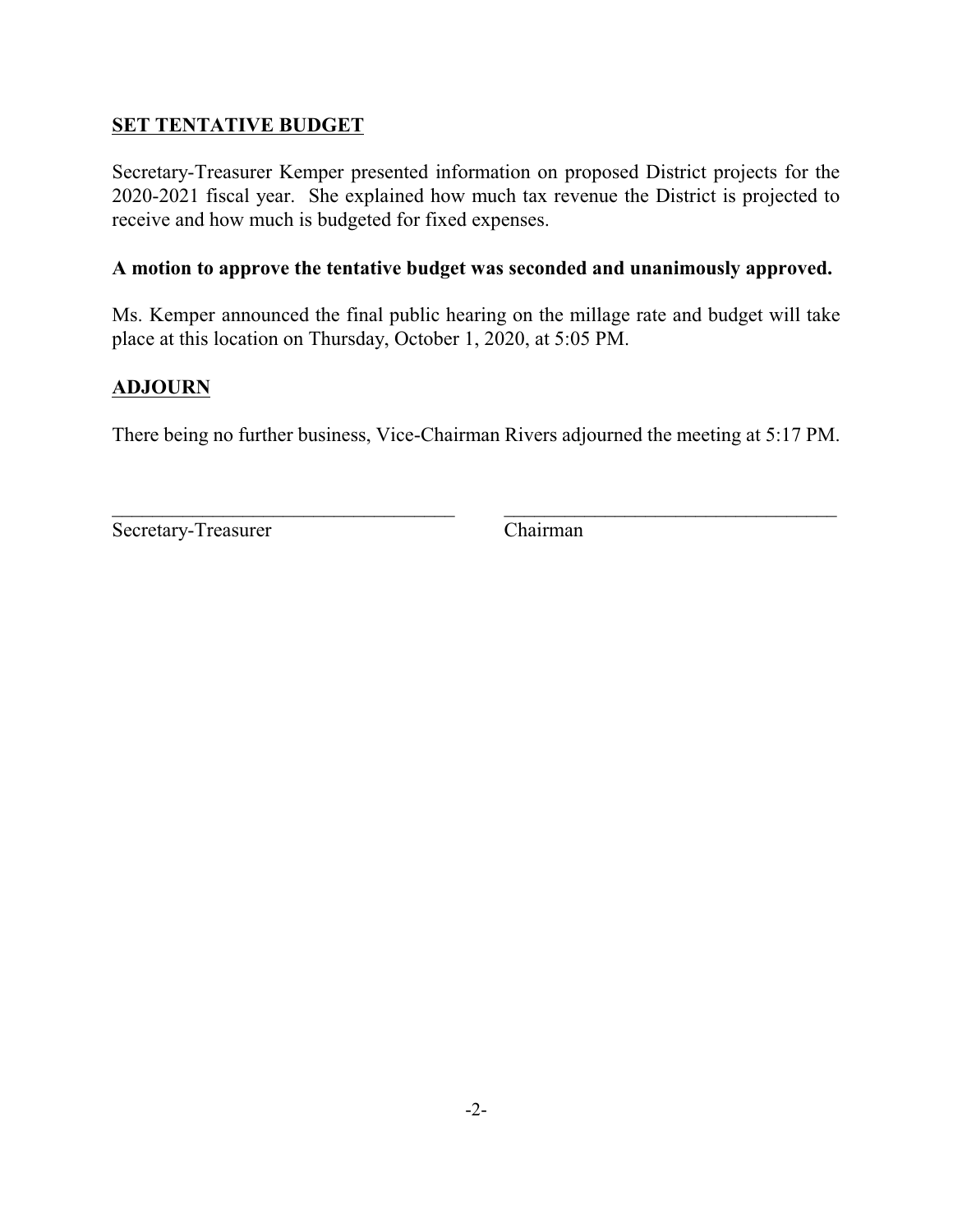## SET TENTATIVE BUDGET

Secretary-Treasurer Kemper presented information on proposed District projects for the 2020-2021 fiscal year. She explained how much tax revenue the District is projected to receive and how much is budgeted for fixed expenses.

**A motion to approve the tentative budget was seconded and unanimously approved.**

Ms. Kemper announced the final public hearing on the millage rate and budget will take place at this location on Thursday, October 1, 2020, at 5:05 PM.

## ADJOURN

There being no further business, Vice-Chairman Rivers adjourned the meeting at 5:17 PM.

\_\_\_\_\_\_\_\_\_\_\_\_\_\_\_\_\_\_\_\_\_\_\_\_\_\_\_\_\_\_\_\_\_\_\_ \_\_\_\_\_\_\_\_\_\_\_\_\_\_\_\_\_\_\_\_\_\_\_\_\_\_\_\_\_\_\_\_\_\_\_

Secretary-Treasurer Chairman